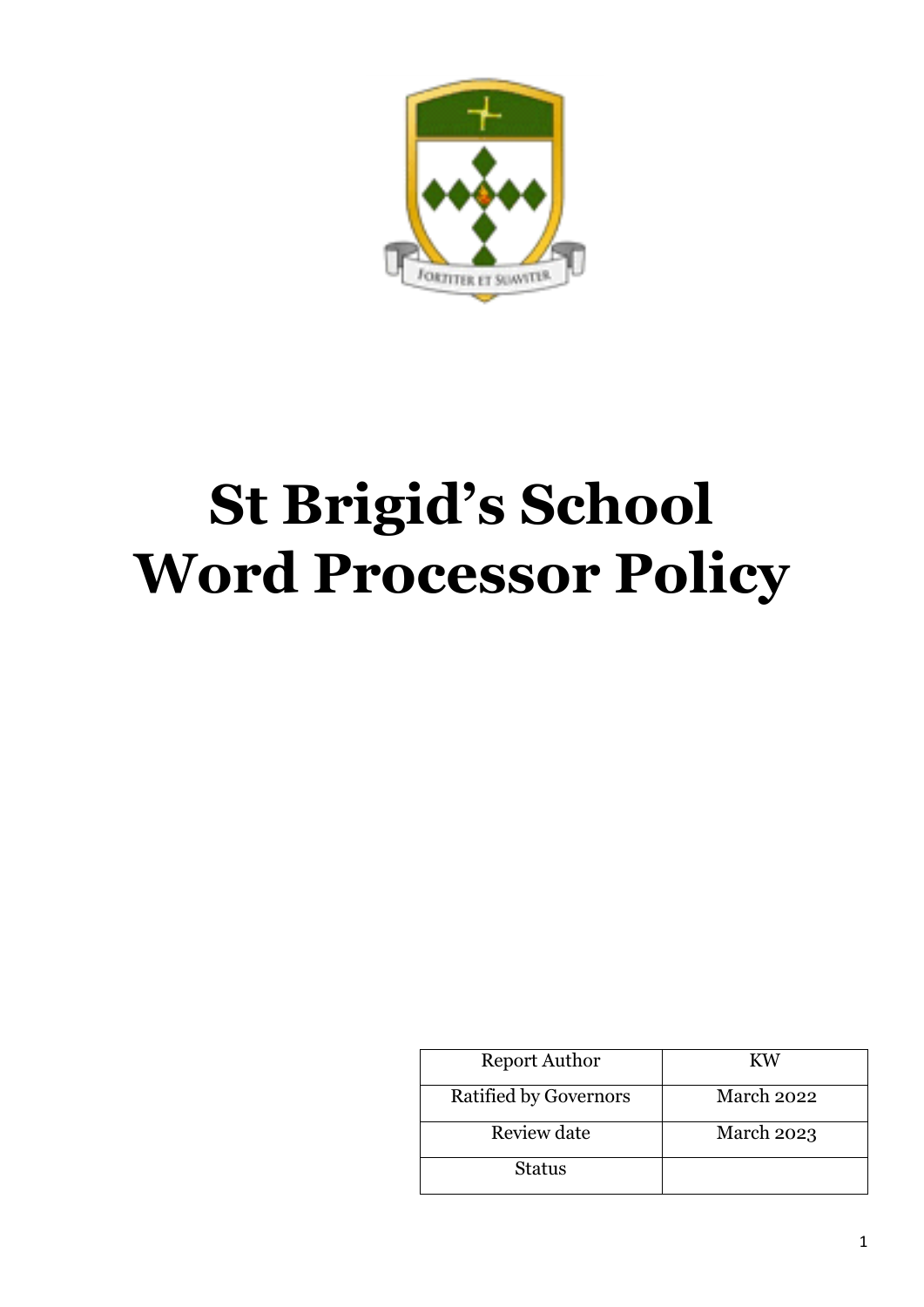# St Brigid's School Word Processor Policy

| Report Author | KW |
| --- | --- |
| Ratified by Governors | March 2022 |
| Review date | March 2023 |
| Status | |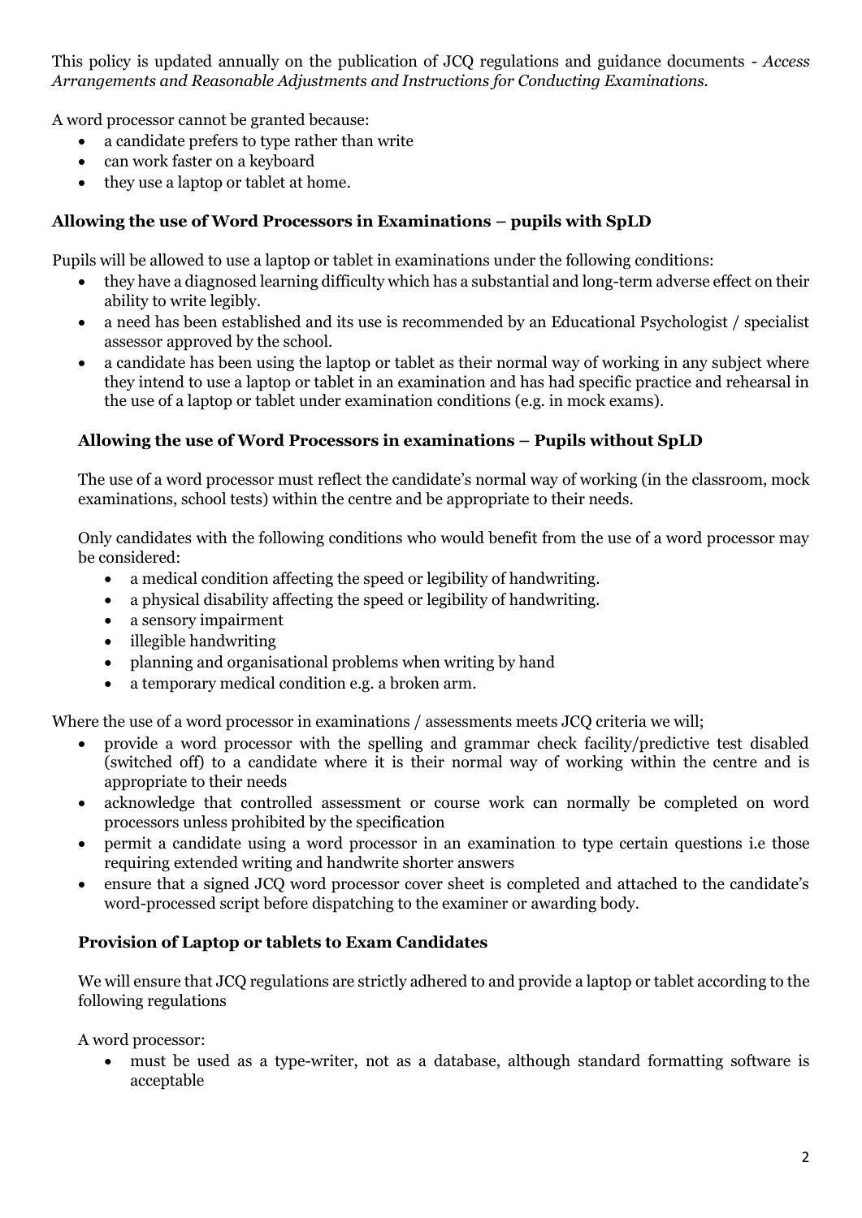This policy is updated annually on the publication of JCQ regulations and guidance documents - *Access Arrangements and Reasonable Adjustments and Instructions for Conducting Examinations.*

A word processor cannot be granted because:

- a candidate prefers to type rather than write
- can work faster on a keyboard
- they use a laptop or tablet at home.

### Allowing the use of Word Processors in Examinations – pupils with SpLD

Pupils will be allowed to use a laptop or tablet in examinations under the following conditions:

- they have a diagnosed learning difficulty which has a substantial and long-term adverse effect on their ability to write legibly.
- a need has been established and its use is recommended by an Educational Psychologist / specialist assessor approved by the school.
- a candidate has been using the laptop or tablet as their normal way of working in any subject where they intend to use a laptop or tablet in an examination and has had specific practice and rehearsal in the use of a laptop or tablet under examination conditions (e.g. in mock exams).

### Allowing the use of Word Processors in examinations – Pupils without SpLD

The use of a word processor must reflect the candidate's normal way of working (in the classroom, mock examinations, school tests) within the centre and be appropriate to their needs.

Only candidates with the following conditions who would benefit from the use of a word processor may be considered:

- a medical condition affecting the speed or legibility of handwriting.
- a physical disability affecting the speed or legibility of handwriting.
- a sensory impairment
- illegible handwriting
- planning and organisational problems when writing by hand
- a temporary medical condition e.g. a broken arm.

Where the use of a word processor in examinations / assessments meets JCQ criteria we will;

- provide a word processor with the spelling and grammar check facility/predictive test disabled (switched off) to a candidate where it is their normal way of working within the centre and is appropriate to their needs
- acknowledge that controlled assessment or course work can normally be completed on word processors unless prohibited by the specification
- permit a candidate using a word processor in an examination to type certain questions i.e those requiring extended writing and handwrite shorter answers
- ensure that a signed JCQ word processor cover sheet is completed and attached to the candidate's word-processed script before dispatching to the examiner or awarding body.

### Provision of Laptop or tablets to Exam Candidates

We will ensure that JCQ regulations are strictly adhered to and provide a laptop or tablet according to the following regulations

A word processor:

- must be used as a type-writer, not as a database, although standard formatting software is acceptable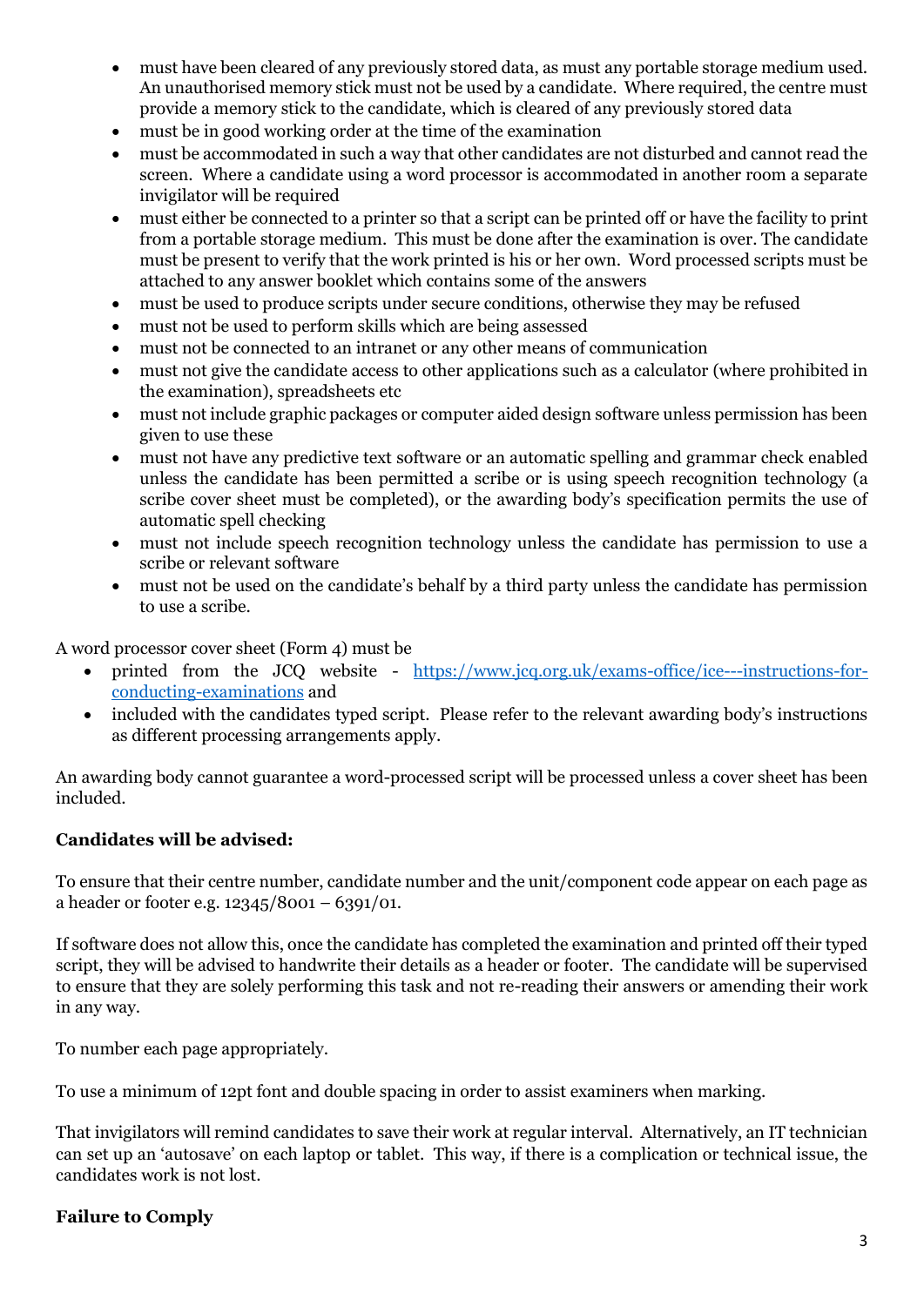- must have been cleared of any previously stored data, as must any portable storage medium used. An unauthorised memory stick must not be used by a candidate. Where required, the centre must provide a memory stick to the candidate, which is cleared of any previously stored data
- must be in good working order at the time of the examination
- must be accommodated in such a way that other candidates are not disturbed and cannot read the screen. Where a candidate using a word processor is accommodated in another room a separate invigilator will be required
- must either be connected to a printer so that a script can be printed off or have the facility to print from a portable storage medium. This must be done after the examination is over. The candidate must be present to verify that the work printed is his or her own. Word processed scripts must be attached to any answer booklet which contains some of the answers
- must be used to produce scripts under secure conditions, otherwise they may be refused
- must not be used to perform skills which are being assessed
- must not be connected to an intranet or any other means of communication
- must not give the candidate access to other applications such as a calculator (where prohibited in the examination), spreadsheets etc
- must not include graphic packages or computer aided design software unless permission has been given to use these
- must not have any predictive text software or an automatic spelling and grammar check enabled unless the candidate has been permitted a scribe or is using speech recognition technology (a scribe cover sheet must be completed), or the awarding body's specification permits the use of automatic spell checking
- must not include speech recognition technology unless the candidate has permission to use a scribe or relevant software
- must not be used on the candidate's behalf by a third party unless the candidate has permission to use a scribe.

A word processor cover sheet (Form 4) must be

- printed from the JCQ website - [https://www.jcq.org.uk/exams-office/ice---instructions-for-conducting-examinations](https://www.jcq.org.uk/exams-office/ice---instructions-for-conducting-examinations) and
- included with the candidates typed script. Please refer to the relevant awarding body's instructions as different processing arrangements apply.

An awarding body cannot guarantee a word-processed script will be processed unless a cover sheet has been included.

**Candidates will be advised:**

To ensure that their centre number, candidate number and the unit/component code appear on each page as a header or footer e.g. 12345/8001 – 6391/01.

If software does not allow this, once the candidate has completed the examination and printed off their typed script, they will be advised to handwrite their details as a header or footer. The candidate will be supervised to ensure that they are solely performing this task and not re-reading their answers or amending their work in any way.

To number each page appropriately.

To use a minimum of 12pt font and double spacing in order to assist examiners when marking.

That invigilators will remind candidates to save their work at regular interval. Alternatively, an IT technician can set up an 'autosave' on each laptop or tablet. This way, if there is a complication or technical issue, the candidates work is not lost.

**Failure to Comply**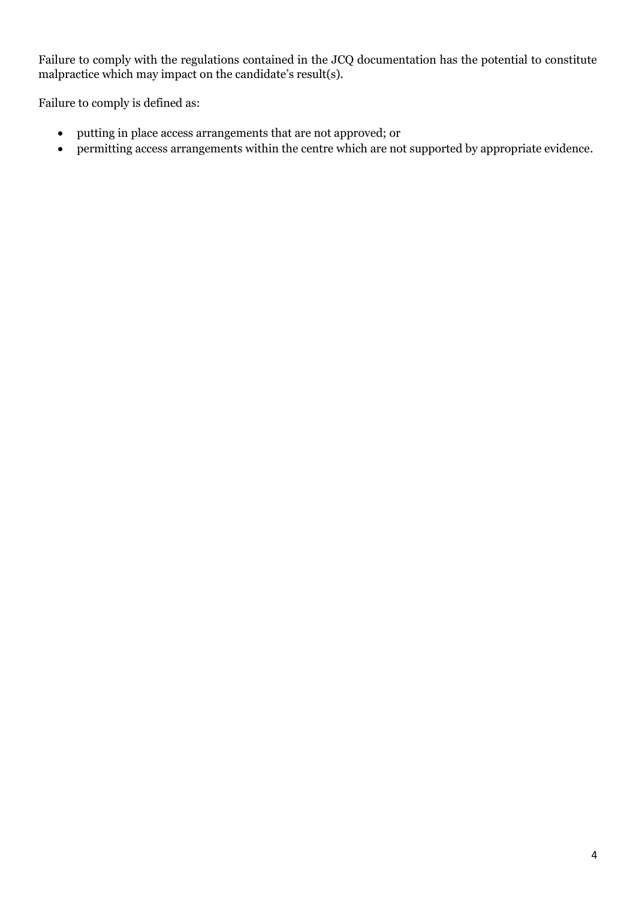Failure to comply with the regulations contained in the JCQ documentation has the potential to constitute malpractice which may impact on the candidate's result(s).

Failure to comply is defined as:

- putting in place access arrangements that are not approved; or
- permitting access arrangements within the centre which are not supported by appropriate evidence.